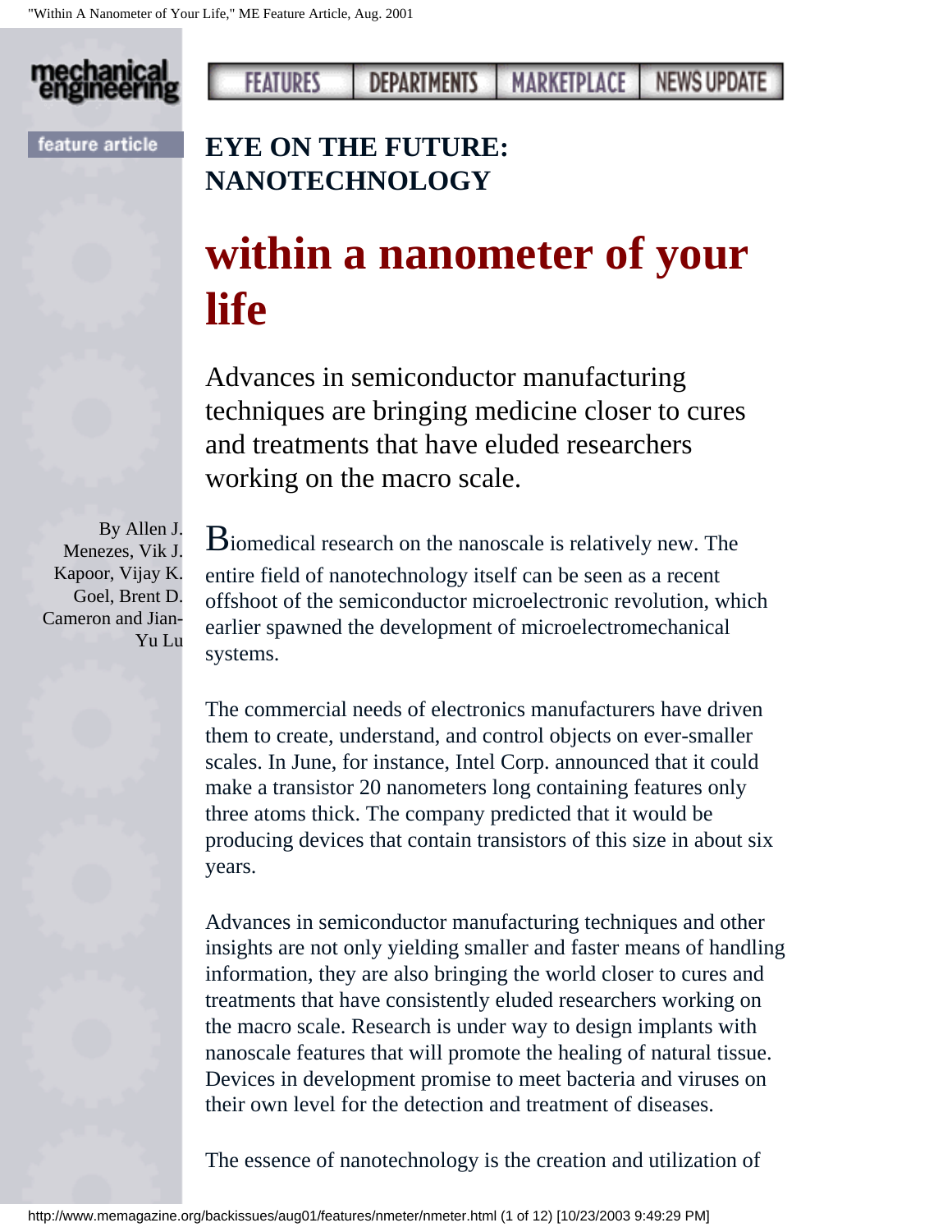EYE ON THE FUTURE: NANOTECHNOLOGY

# within a nanometer of your life

Advances in semiconductor manufacturing techniques are bringing medicine closer to cures and treatments that have eluded researchers working on the macro scale.

By Allen J. Menezes, Vik J. Kapoor, Vijay K. Goel, Brent D. Cameron and Jian-Yu Lu

Biomedical research on the nanoscale is relatively new. The entire field of nanotechnology itself can be seen as a recent offshoot of the semiconductor microelectronic revolution, which earlier spawned the development of microelectromechanical systems.

The commercial needs of electronics manufacturers have driven them to create, understand, and control objects on ever-smaller scales. In June, for instance, Intel Corp. announced that it could make a transistor 20 nanometers long containing features only three atoms thick. The company predicted that it would be producing devices that contain transistors of this size in about six years.

Advances in semiconductor manufacturing techniques and other insights are not only yielding smaller and faster means of handling information, they are also bringing the world closer to cures and treatments that have consistently eluded researchers working on the macro scale. Research is under way to design implants with nanoscale features that will promote the healing of natural tissue. Devices in development promise to meet bacteria and viruses on their own level for the detection and treatment of diseases.

The essence of nanotechnology is the creation and utilization of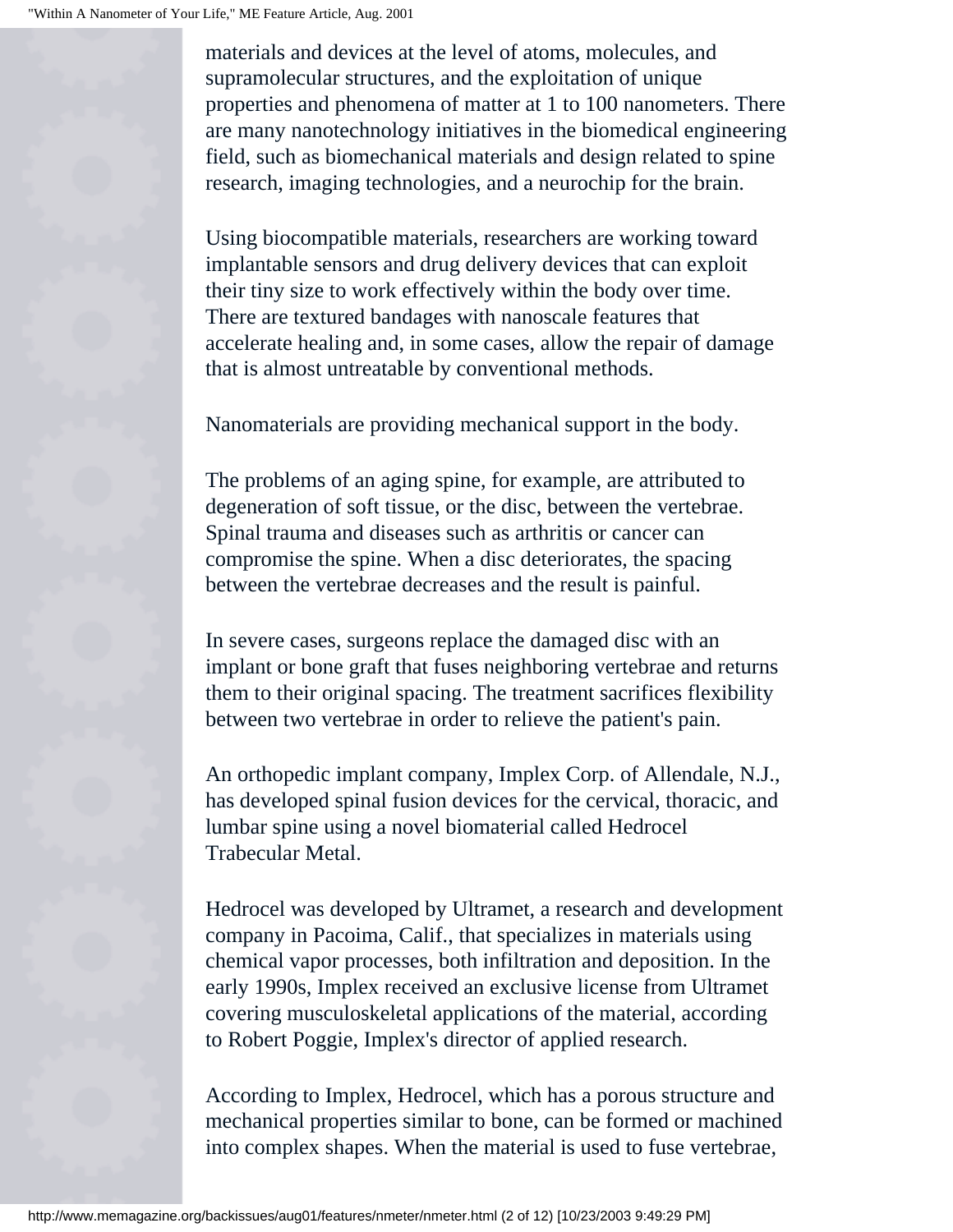materials and devices at the level of atoms, molecules, and supramolecular structures, and the exploitation of unique properties and phenomena of matter at 1 to 100 nanometers. There are many nanotechnology initiatives in the biomedical engineering field, such as biomechanical materials and design related to spine research, imaging technologies, and a neurochip for the brain.

Using biocompatible materials, researchers are working toward implantable sensors and drug delivery devices that can exploit their tiny size to work effectively within the body over time. There are textured bandages with nanoscale features that accelerate healing and, in some cases, allow the repair of damage that is almost untreatable by conventional methods.

Nanomaterials are providing mechanical support in the body.

The problems of an aging spine, for example, are attributed to degeneration of soft tissue, or the disc, between the vertebrae. Spinal trauma and diseases such as arthritis or cancer can compromise the spine. When a disc deteriorates, the spacing between the vertebrae decreases and the result is painful.

In severe cases, surgeons replace the damaged disc with an implant or bone graft that fuses neighboring vertebrae and returns them to their original spacing. The treatment sacrifices flexibility between two vertebrae in order to relieve the patient's pain.

An orthopedic implant company, Implex Corp. of Allendale, N.J., has developed spinal fusion devices for the cervical, thoracic, and lumbar spine using a novel biomaterial called Hedrocel Trabecular Metal.

Hedrocel was developed by Ultramet, a research and development company in Pacoima, Calif., that specializes in materials using chemical vapor processes, both infiltration and deposition. In the early 1990s, Implex received an exclusive license from Ultramet covering musculoskeletal applications of the material, according to Robert Poggie, Implex's director of applied research.

According to Implex, Hedrocel, which has a porous structure and mechanical properties similar to bone, can be formed or machined into complex shapes. When the material is used to fuse vertebrae,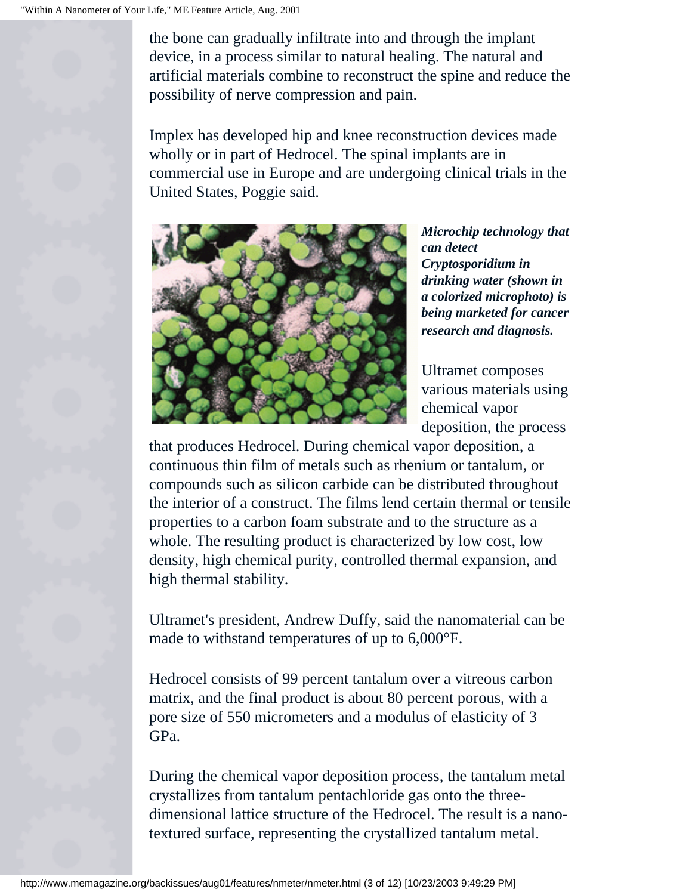the bone can gradually infiltrate into and through the implant device, in a process similar to natural healing. The natural and artificial materials combine to reconstruct the spine and reduce the possibility of nerve compression and pain.

Implex has developed hip and knee reconstruction devices made wholly or in part of Hedrocel. The spinal implants are in commercial use in Europe and are undergoing clinical trials in the United States, Poggie said.

***Microchip technology that can detect Cryptosporidium in drinking water (shown in a colorized microphoto) is being marketed for cancer research and diagnosis.***

Ultramet composes various materials using chemical vapor deposition, the process that produces Hedrocel. During chemical vapor deposition, a continuous thin film of metals such as rhenium or tantalum, or compounds such as silicon carbide can be distributed throughout the interior of a construct. The films lend certain thermal or tensile properties to a carbon foam substrate and to the structure as a whole. The resulting product is characterized by low cost, low density, high chemical purity, controlled thermal expansion, and high thermal stability.

Ultramet's president, Andrew Duffy, said the nanomaterial can be made to withstand temperatures of up to 6,000°F.

Hedrocel consists of 99 percent tantalum over a vitreous carbon matrix, and the final product is about 80 percent porous, with a pore size of 550 micrometers and a modulus of elasticity of 3 GPa.

During the chemical vapor deposition process, the tantalum metal crystallizes from tantalum pentachloride gas onto the three-dimensional lattice structure of the Hedrocel. The result is a nano-textured surface, representing the crystallized tantalum metal.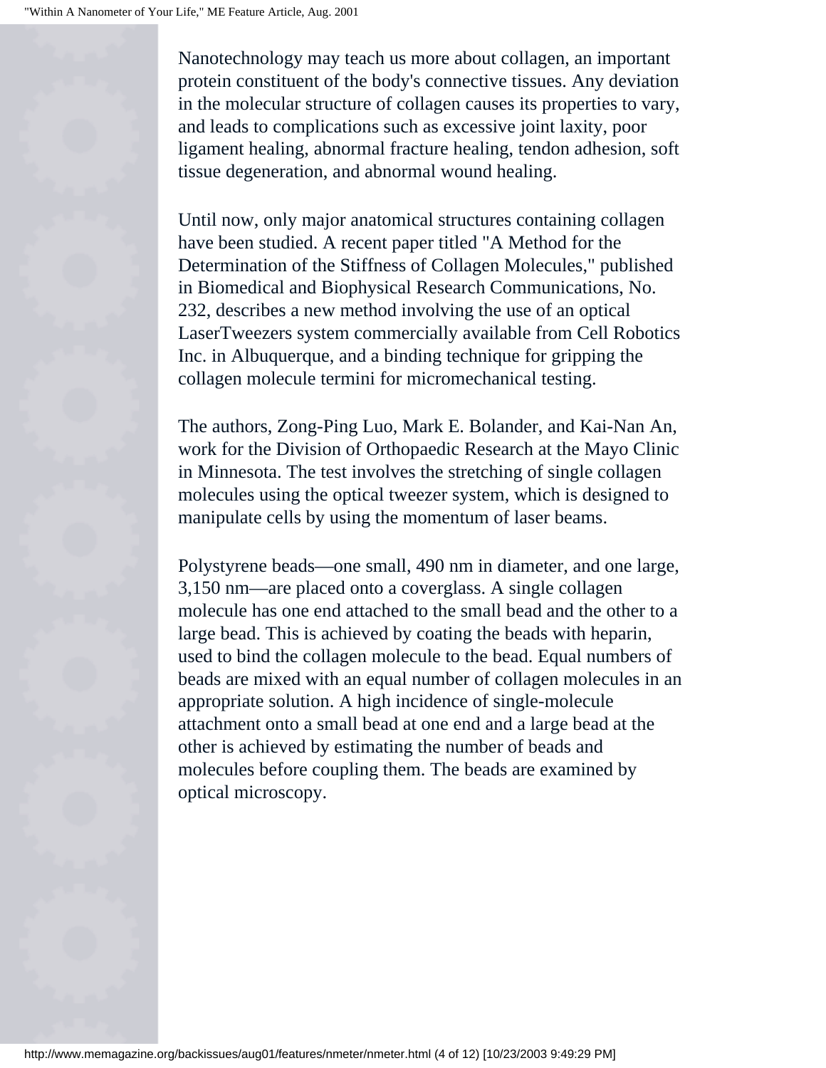Nanotechnology may teach us more about collagen, an important protein constituent of the body's connective tissues. Any deviation in the molecular structure of collagen causes its properties to vary, and leads to complications such as excessive joint laxity, poor ligament healing, abnormal fracture healing, tendon adhesion, soft tissue degeneration, and abnormal wound healing.

Until now, only major anatomical structures containing collagen have been studied. A recent paper titled "A Method for the Determination of the Stiffness of Collagen Molecules," published in Biomedical and Biophysical Research Communications, No. 232, describes a new method involving the use of an optical LaserTweezers system commercially available from Cell Robotics Inc. in Albuquerque, and a binding technique for gripping the collagen molecule termini for micromechanical testing.

The authors, Zong-Ping Luo, Mark E. Bolander, and Kai-Nan An, work for the Division of Orthopaedic Research at the Mayo Clinic in Minnesota. The test involves the stretching of single collagen molecules using the optical tweezer system, which is designed to manipulate cells by using the momentum of laser beams.

Polystyrene beads—one small, 490 nm in diameter, and one large, 3,150 nm—are placed onto a coverglass. A single collagen molecule has one end attached to the small bead and the other to a large bead. This is achieved by coating the beads with heparin, used to bind the collagen molecule to the bead. Equal numbers of beads are mixed with an equal number of collagen molecules in an appropriate solution. A high incidence of single-molecule attachment onto a small bead at one end and a large bead at the other is achieved by estimating the number of beads and molecules before coupling them. The beads are examined by optical microscopy.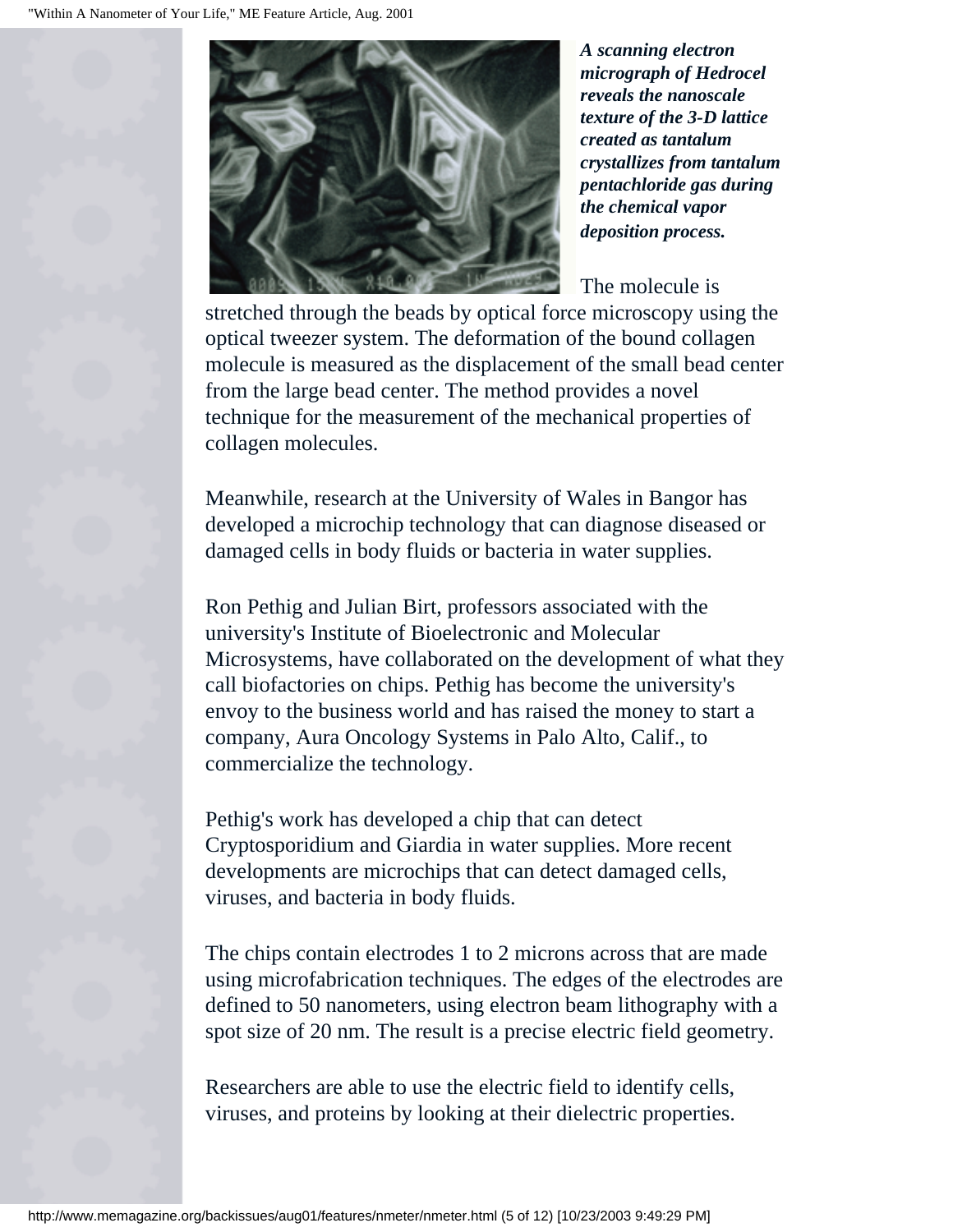*A scanning electron micrograph of Hedrocel reveals the nanoscale texture of the 3-D lattice created as tantalum crystallizes from tantalum pentachloride gas during the chemical vapor deposition process.*

The molecule is stretched through the beads by optical force microscopy using the optical tweezer system. The deformation of the bound collagen molecule is measured as the displacement of the small bead center from the large bead center. The method provides a novel technique for the measurement of the mechanical properties of collagen molecules.

Meanwhile, research at the University of Wales in Bangor has developed a microchip technology that can diagnose diseased or damaged cells in body fluids or bacteria in water supplies.

Ron Pethig and Julian Birt, professors associated with the university's Institute of Bioelectronic and Molecular Microsystems, have collaborated on the development of what they call biofactories on chips. Pethig has become the university's envoy to the business world and has raised the money to start a company, Aura Oncology Systems in Palo Alto, Calif., to commercialize the technology.

Pethig's work has developed a chip that can detect Cryptosporidium and Giardia in water supplies. More recent developments are microchips that can detect damaged cells, viruses, and bacteria in body fluids.

The chips contain electrodes 1 to 2 microns across that are made using microfabrication techniques. The edges of the electrodes are defined to 50 nanometers, using electron beam lithography with a spot size of 20 nm. The result is a precise electric field geometry.

Researchers are able to use the electric field to identify cells, viruses, and proteins by looking at their dielectric properties.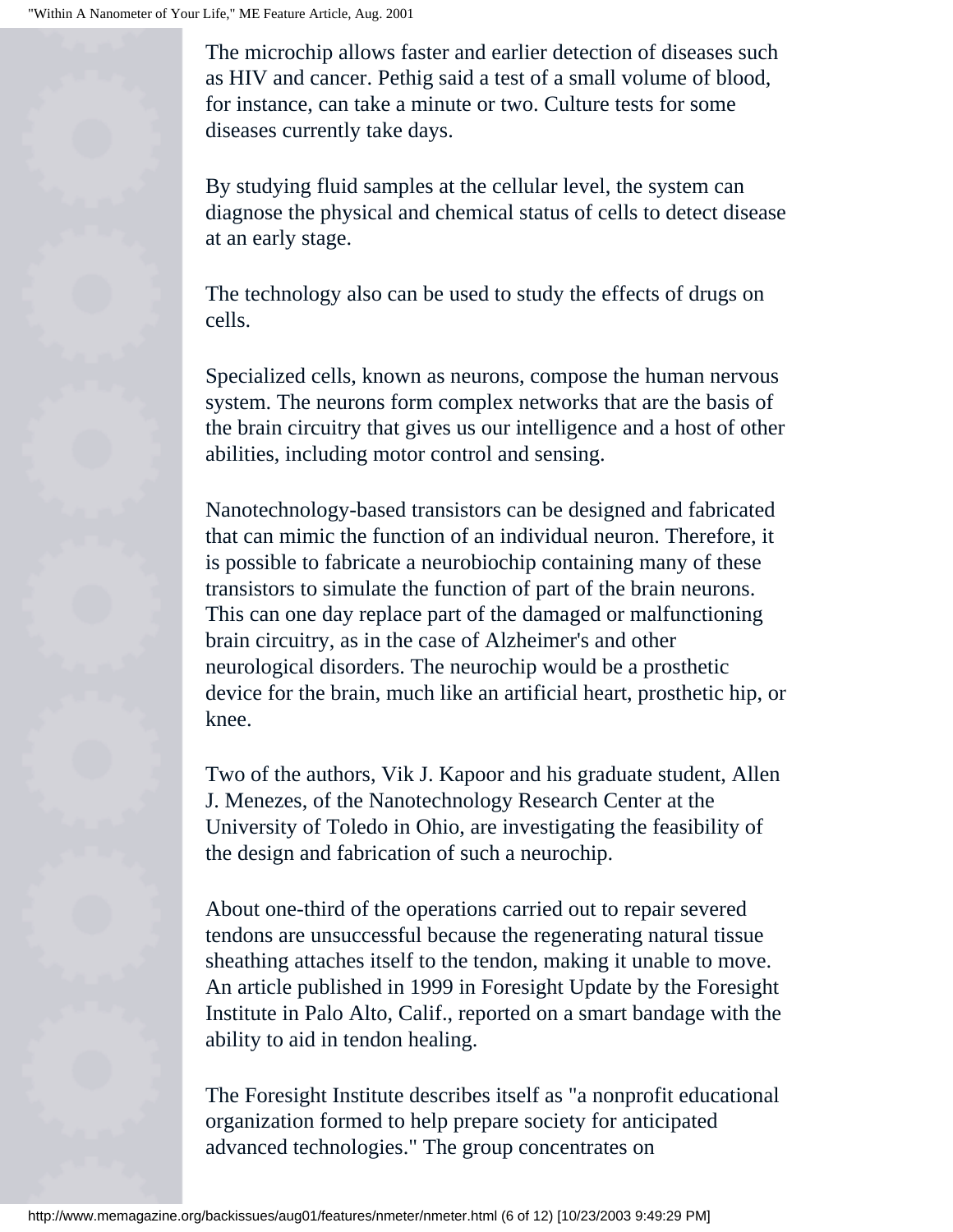The microchip allows faster and earlier detection of diseases such as HIV and cancer. Pethig said a test of a small volume of blood, for instance, can take a minute or two. Culture tests for some diseases currently take days.

By studying fluid samples at the cellular level, the system can diagnose the physical and chemical status of cells to detect disease at an early stage.

The technology also can be used to study the effects of drugs on cells.

Specialized cells, known as neurons, compose the human nervous system. The neurons form complex networks that are the basis of the brain circuitry that gives us our intelligence and a host of other abilities, including motor control and sensing.

Nanotechnology-based transistors can be designed and fabricated that can mimic the function of an individual neuron. Therefore, it is possible to fabricate a neurobiochip containing many of these transistors to simulate the function of part of the brain neurons. This can one day replace part of the damaged or malfunctioning brain circuitry, as in the case of Alzheimer's and other neurological disorders. The neurochip would be a prosthetic device for the brain, much like an artificial heart, prosthetic hip, or knee.

Two of the authors, Vik J. Kapoor and his graduate student, Allen J. Menezes, of the Nanotechnology Research Center at the University of Toledo in Ohio, are investigating the feasibility of the design and fabrication of such a neurochip.

About one-third of the operations carried out to repair severed tendons are unsuccessful because the regenerating natural tissue sheathing attaches itself to the tendon, making it unable to move. An article published in 1999 in Foresight Update by the Foresight Institute in Palo Alto, Calif., reported on a smart bandage with the ability to aid in tendon healing.

The Foresight Institute describes itself as "a nonprofit educational organization formed to help prepare society for anticipated advanced technologies." The group concentrates on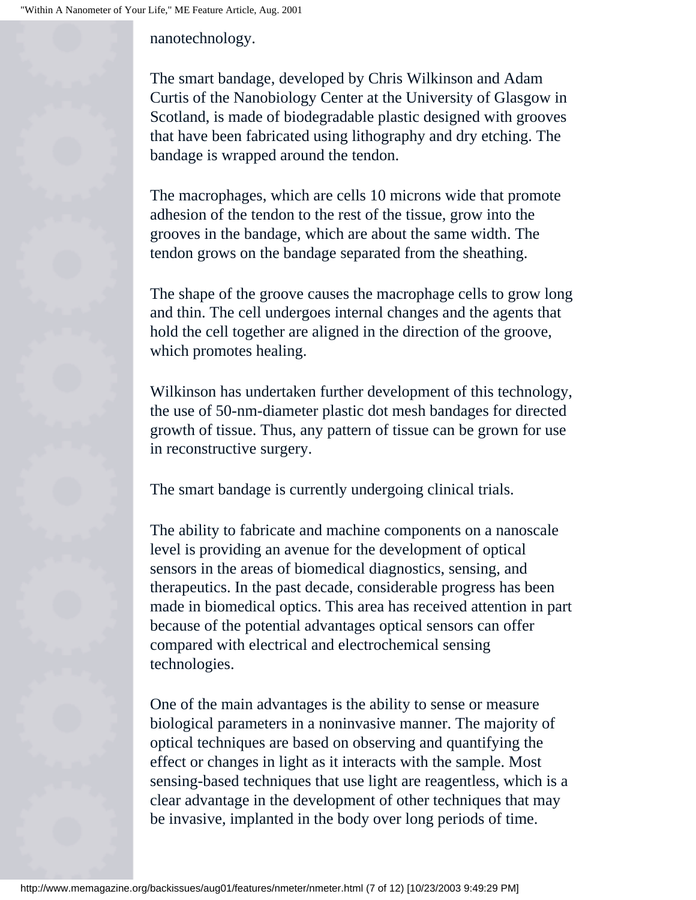nanotechnology.

The smart bandage, developed by Chris Wilkinson and Adam Curtis of the Nanobiology Center at the University of Glasgow in Scotland, is made of biodegradable plastic designed with grooves that have been fabricated using lithography and dry etching. The bandage is wrapped around the tendon.

The macrophages, which are cells 10 microns wide that promote adhesion of the tendon to the rest of the tissue, grow into the grooves in the bandage, which are about the same width. The tendon grows on the bandage separated from the sheathing.

The shape of the groove causes the macrophage cells to grow long and thin. The cell undergoes internal changes and the agents that hold the cell together are aligned in the direction of the groove, which promotes healing.

Wilkinson has undertaken further development of this technology, the use of 50-nm-diameter plastic dot mesh bandages for directed growth of tissue. Thus, any pattern of tissue can be grown for use in reconstructive surgery.

The smart bandage is currently undergoing clinical trials.

The ability to fabricate and machine components on a nanoscale level is providing an avenue for the development of optical sensors in the areas of biomedical diagnostics, sensing, and therapeutics. In the past decade, considerable progress has been made in biomedical optics. This area has received attention in part because of the potential advantages optical sensors can offer compared with electrical and electrochemical sensing technologies.

One of the main advantages is the ability to sense or measure biological parameters in a noninvasive manner. The majority of optical techniques are based on observing and quantifying the effect or changes in light as it interacts with the sample. Most sensing-based techniques that use light are reagentless, which is a clear advantage in the development of other techniques that may be invasive, implanted in the body over long periods of time.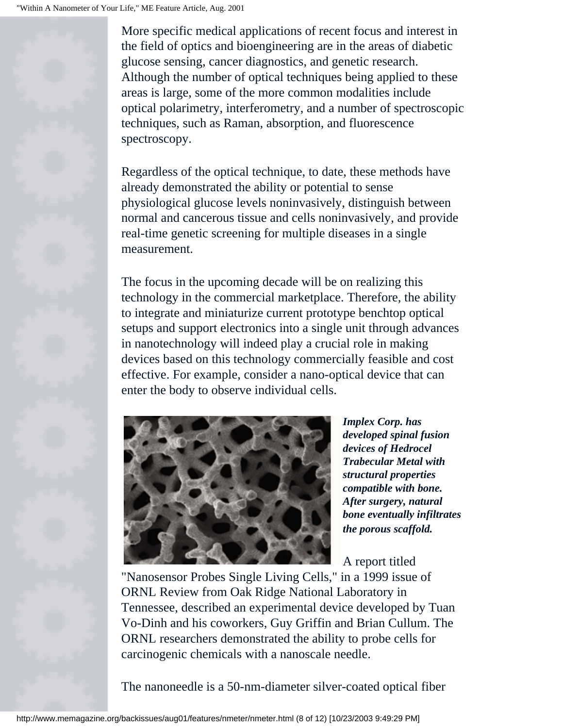More specific medical applications of recent focus and interest in the field of optics and bioengineering are in the areas of diabetic glucose sensing, cancer diagnostics, and genetic research. Although the number of optical techniques being applied to these areas is large, some of the more common modalities include optical polarimetry, interferometry, and a number of spectroscopic techniques, such as Raman, absorption, and fluorescence spectroscopy.

Regardless of the optical technique, to date, these methods have already demonstrated the ability or potential to sense physiological glucose levels noninvasively, distinguish between normal and cancerous tissue and cells noninvasively, and provide real-time genetic screening for multiple diseases in a single measurement.

The focus in the upcoming decade will be on realizing this technology in the commercial marketplace. Therefore, the ability to integrate and miniaturize current prototype benchtop optical setups and support electronics into a single unit through advances in nanotechnology will indeed play a crucial role in making devices based on this technology commercially feasible and cost effective. For example, consider a nano-optical device that can enter the body to observe individual cells.

***Implex Corp. has developed spinal fusion devices of Hedrocel Trabecular Metal with structural properties compatible with bone. After surgery, natural bone eventually infiltrates the porous scaffold.***

A report titled "Nanosensor Probes Single Living Cells," in a 1999 issue of ORNL Review from Oak Ridge National Laboratory in Tennessee, described an experimental device developed by Tuan Vo-Dinh and his coworkers, Guy Griffin and Brian Cullum. The ORNL researchers demonstrated the ability to probe cells for carcinogenic chemicals with a nanoscale needle.

The nanoneedle is a 50-nm-diameter silver-coated optical fiber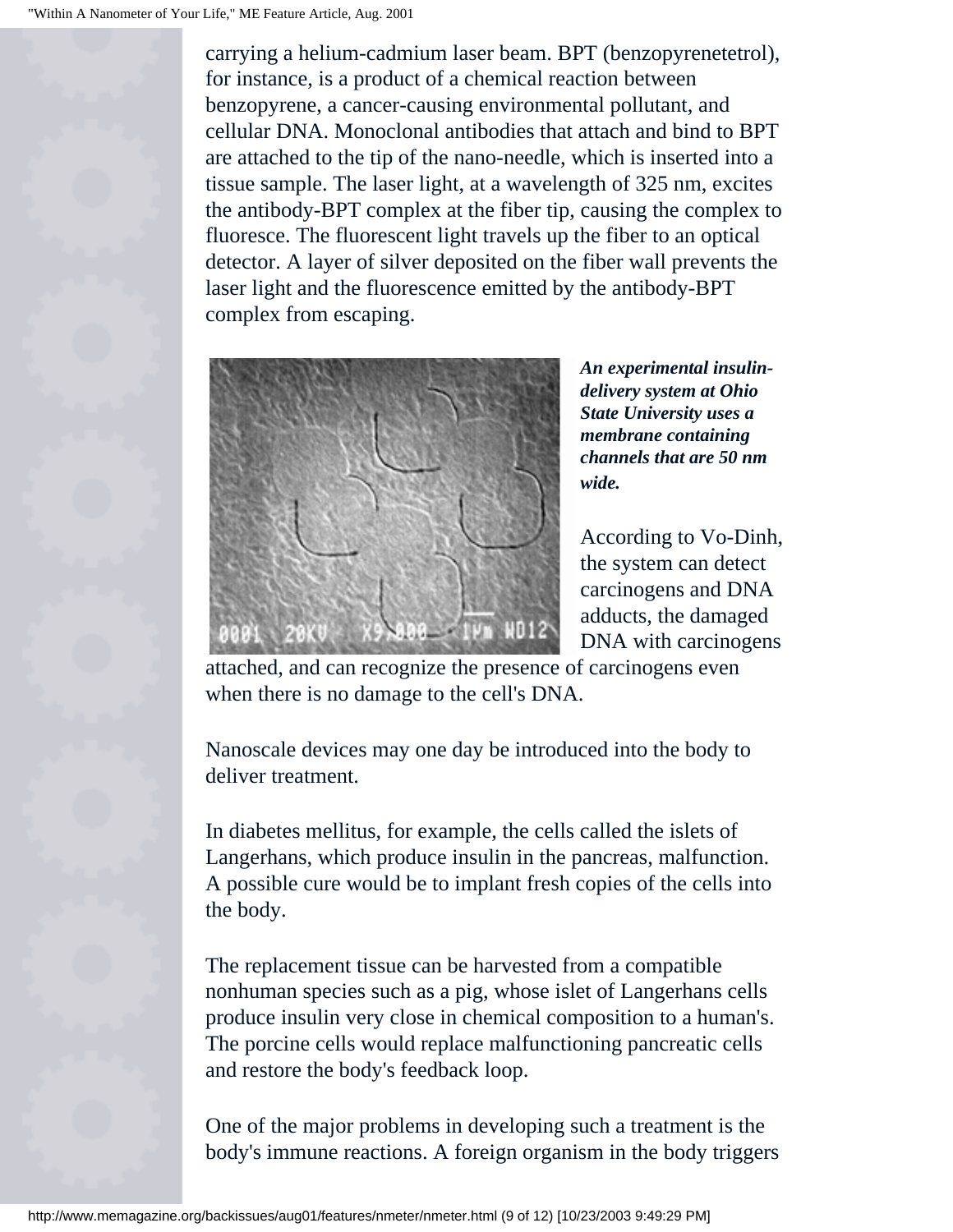carrying a helium-cadmium laser beam. BPT (benzopyrenetetrol), for instance, is a product of a chemical reaction between benzopyrene, a cancer-causing environmental pollutant, and cellular DNA. Monoclonal antibodies that attach and bind to BPT are attached to the tip of the nano-needle, which is inserted into a tissue sample. The laser light, at a wavelength of 325 nm, excites the antibody-BPT complex at the fiber tip, causing the complex to fluoresce. The fluorescent light travels up the fiber to an optical detector. A layer of silver deposited on the fiber wall prevents the laser light and the fluorescence emitted by the antibody-BPT complex from escaping.

***An experimental insulin-delivery system at Ohio State University uses a membrane containing channels that are 50 nm wide.***

According to Vo-Dinh, the system can detect carcinogens and DNA adducts, the damaged DNA with carcinogens attached, and can recognize the presence of carcinogens even when there is no damage to the cell's DNA.

Nanoscale devices may one day be introduced into the body to deliver treatment.

In diabetes mellitus, for example, the cells called the islets of Langerhans, which produce insulin in the pancreas, malfunction. A possible cure would be to implant fresh copies of the cells into the body.

The replacement tissue can be harvested from a compatible nonhuman species such as a pig, whose islet of Langerhans cells produce insulin very close in chemical composition to a human's. The porcine cells would replace malfunctioning pancreatic cells and restore the body's feedback loop.

One of the major problems in developing such a treatment is the body's immune reactions. A foreign organism in the body triggers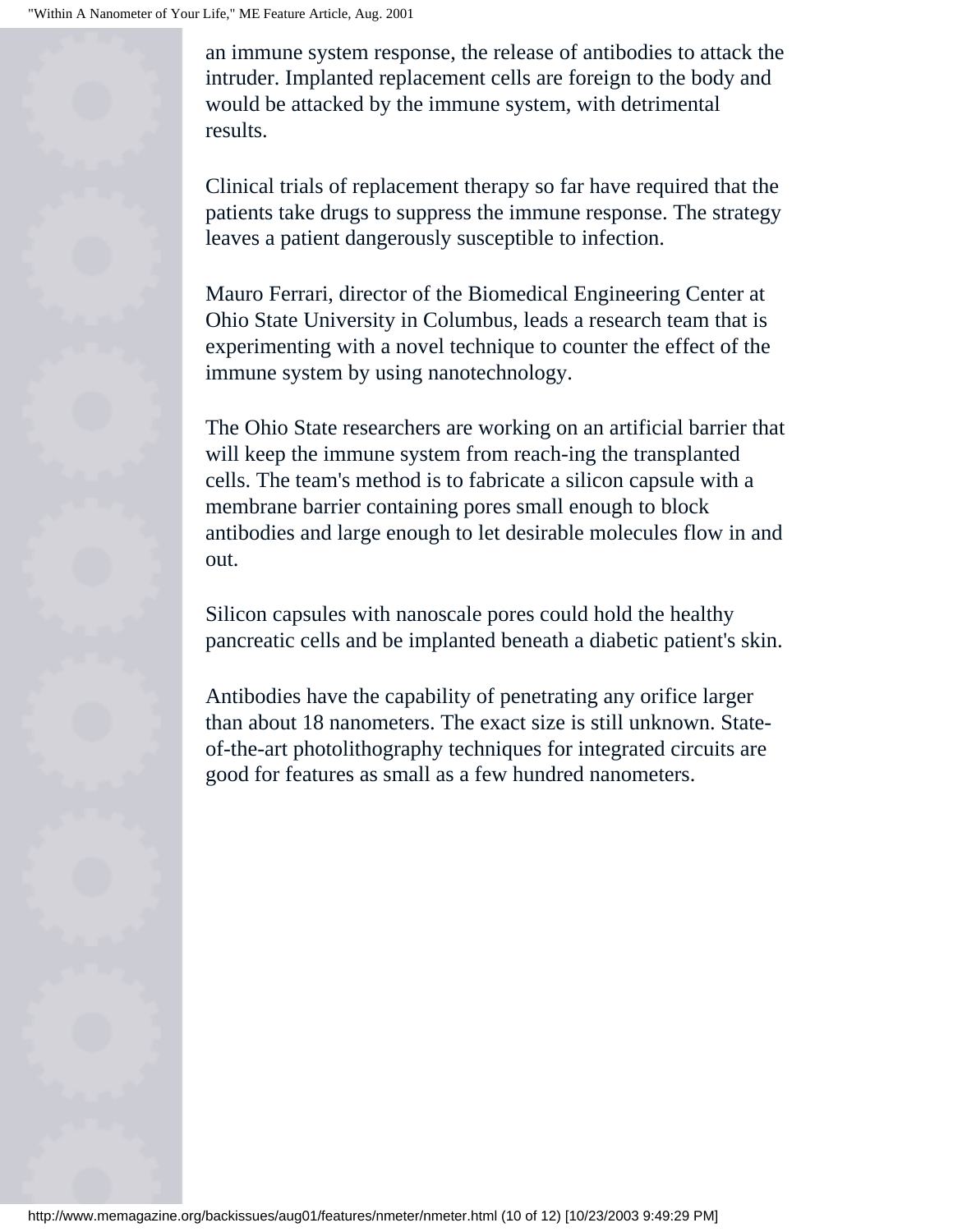an immune system response, the release of antibodies to attack the intruder. Implanted replacement cells are foreign to the body and would be attacked by the immune system, with detrimental results.

Clinical trials of replacement therapy so far have required that the patients take drugs to suppress the immune response. The strategy leaves a patient dangerously susceptible to infection.

Mauro Ferrari, director of the Biomedical Engineering Center at Ohio State University in Columbus, leads a research team that is experimenting with a novel technique to counter the effect of the immune system by using nanotechnology.

The Ohio State researchers are working on an artificial barrier that will keep the immune system from reach-ing the transplanted cells. The team's method is to fabricate a silicon capsule with a membrane barrier containing pores small enough to block antibodies and large enough to let desirable molecules flow in and out.

Silicon capsules with nanoscale pores could hold the healthy pancreatic cells and be implanted beneath a diabetic patient's skin.

Antibodies have the capability of penetrating any orifice larger than about 18 nanometers. The exact size is still unknown. State-of-the-art photolithography techniques for integrated circuits are good for features as small as a few hundred nanometers.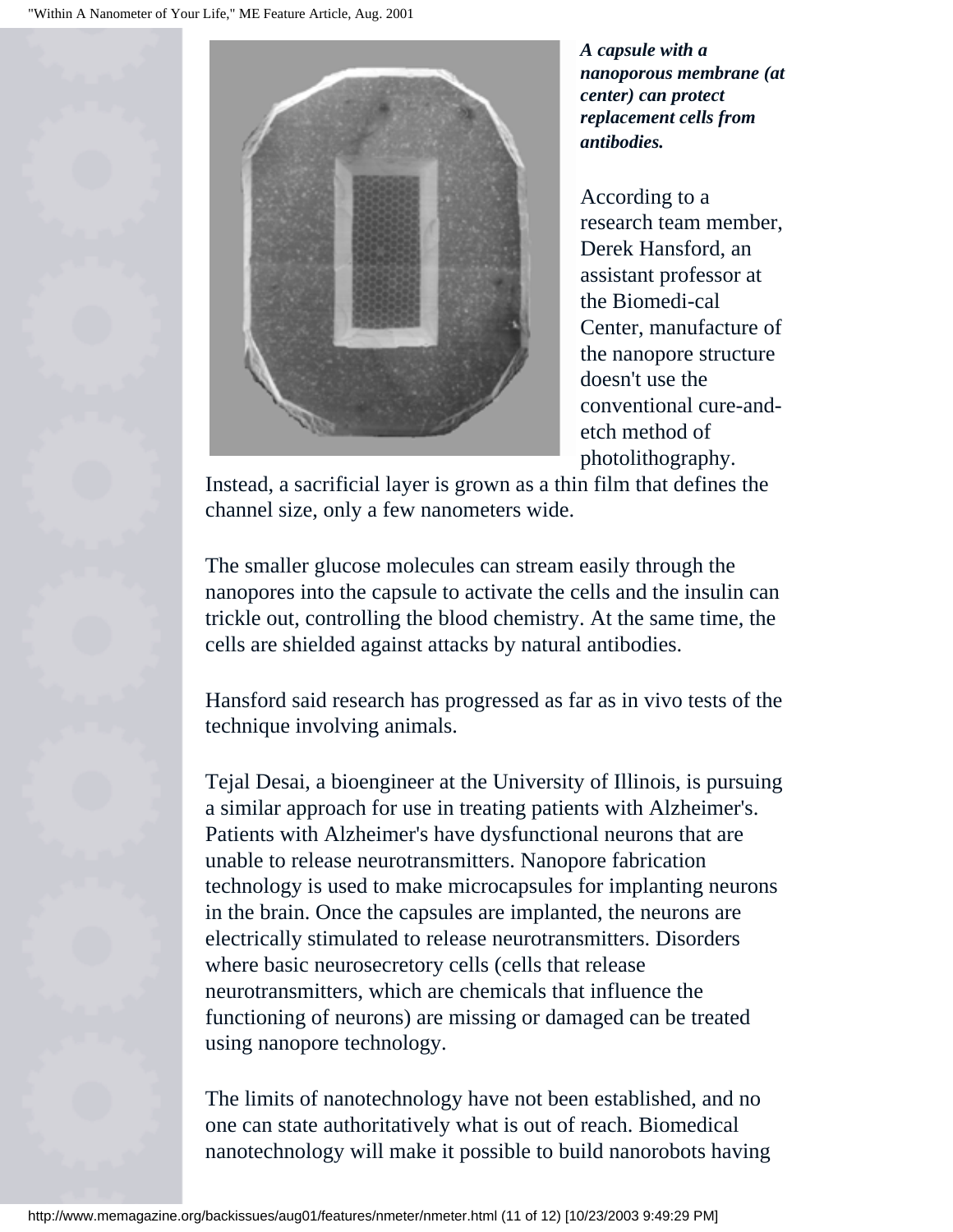***A capsule with a nanoporous membrane (at center) can protect replacement cells from antibodies.***

According to a research team member, Derek Hansford, an assistant professor at the Biomedi-cal Center, manufacture of the nanopore structure doesn't use the conventional cure-and-etch method of photolithography. Instead, a sacrificial layer is grown as a thin film that defines the channel size, only a few nanometers wide.

The smaller glucose molecules can stream easily through the nanopores into the capsule to activate the cells and the insulin can trickle out, controlling the blood chemistry. At the same time, the cells are shielded against attacks by natural antibodies.

Hansford said research has progressed as far as in vivo tests of the technique involving animals.

Tejal Desai, a bioengineer at the University of Illinois, is pursuing a similar approach for use in treating patients with Alzheimer's. Patients with Alzheimer's have dysfunctional neurons that are unable to release neurotransmitters. Nanopore fabrication technology is used to make microcapsules for implanting neurons in the brain. Once the capsules are implanted, the neurons are electrically stimulated to release neurotransmitters. Disorders where basic neurosecretory cells (cells that release neurotransmitters, which are chemicals that influence the functioning of neurons) are missing or damaged can be treated using nanopore technology.

The limits of nanotechnology have not been established, and no one can state authoritatively what is out of reach. Biomedical nanotechnology will make it possible to build nanorobots having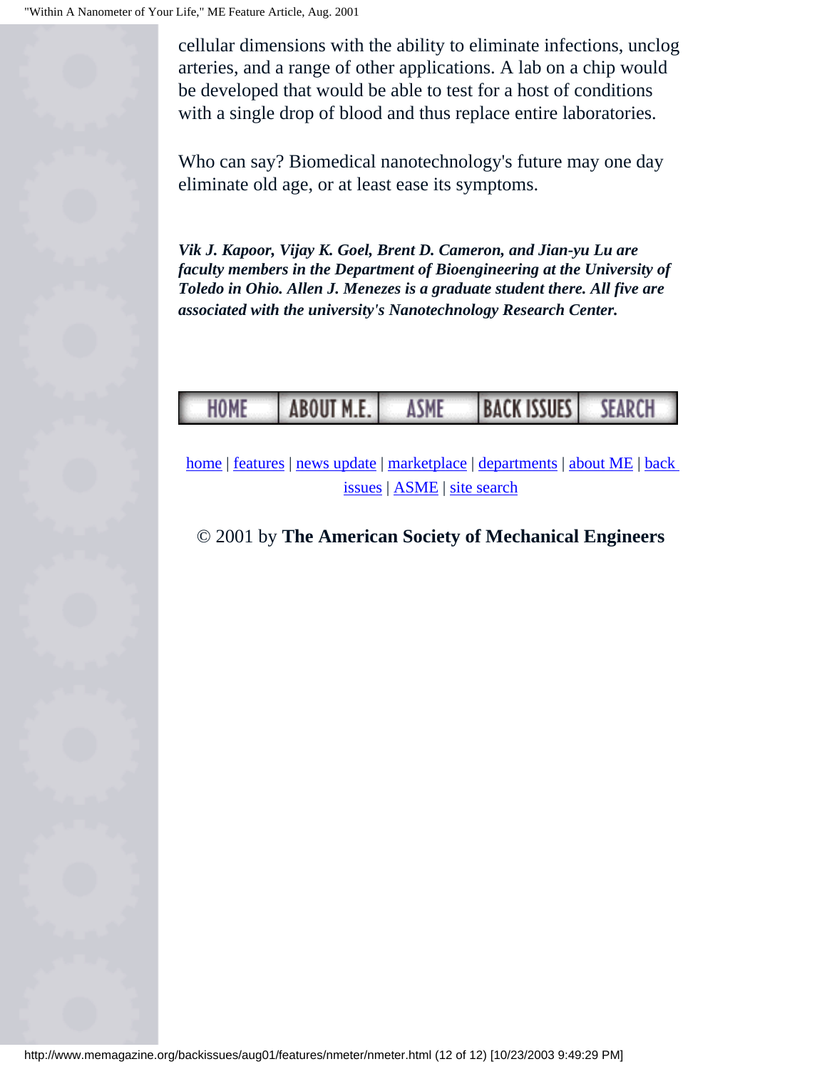cellular dimensions with the ability to eliminate infections, unclog arteries, and a range of other applications. A lab on a chip would be developed that would be able to test for a host of conditions with a single drop of blood and thus replace entire laboratories.

Who can say? Biomedical nanotechnology's future may one day eliminate old age, or at least ease its symptoms.

***Vik J. Kapoor, Vijay K. Goel, Brent D. Cameron, and Jian-yu Lu are faculty members in the Department of Bioengineering at the University of Toledo in Ohio. Allen J. Menezes is a graduate student there. All five are associated with the university's Nanotechnology Research Center.***

HOME | ABOUT M.E. | ASME | BACK ISSUES | SEARCH

home | features | news update | marketplace | departments | about ME | back issues | ASME | site search

© 2001 by **The American Society of Mechanical Engineers**